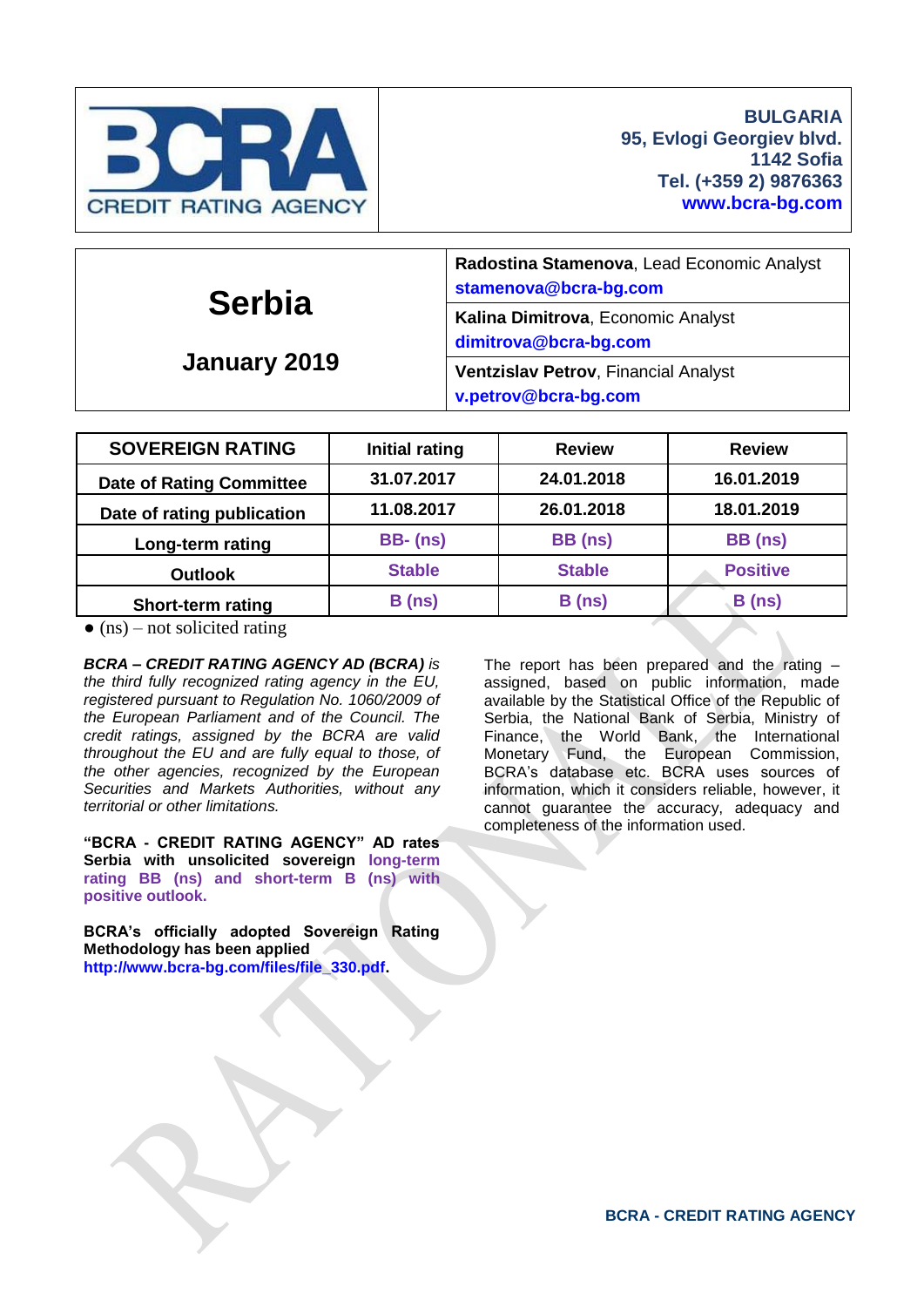**BCRA CREDIT RATING AGENCY**

**BULGARIA**
**95, Evlogi Georgiev blvd.**
**1142 Sofia**
**Tel. (+359 2) 9876363**
**www.bcra-bg.com**

# Serbia

## January 2019

**Radostina Stamenova**, Lead Economic Analyst
**stamenova@bcra-bg.com**

**Kalina Dimitrova**, Economic Analyst
**dimitrova@bcra-bg.com**

**Ventzislav Petrov**, Financial Analyst
**v.petrov@bcra-bg.com**

| SOVEREIGN RATING | Initial rating | Review | Review |
|---|---|---|---|
| Date of Rating Committee | 31.07.2017 | 24.01.2018 | 16.01.2019 |
| Date of rating publication | 11.08.2017 | 26.01.2018 | 18.01.2019 |
| Long-term rating | BB- (ns) | BB (ns) | BB (ns) |
| Outlook | Stable | Stable | Positive |
| Short-term rating | B (ns) | B (ns) | B (ns) |

● (ns) – not solicited rating

***BCRA – CREDIT RATING AGENCY AD (BCRA)*** *is the third fully recognized rating agency in the EU, registered pursuant to Regulation No. 1060/2009 of the European Parliament and of the Council. The credit ratings, assigned by the BCRA are valid throughout the EU and are fully equal to those, of the other agencies, recognized by the European Securities and Markets Authorities, without any territorial or other limitations.*

**"BCRA - CREDIT RATING AGENCY" AD rates Serbia with unsolicited sovereign long-term rating BB (ns) and short-term B (ns) with positive outlook.**

**BCRA's officially adopted Sovereign Rating Methodology has been applied http://www.bcra-bg.com/files/file_330.pdf.**

The report has been prepared and the rating – assigned, based on public information, made available by the Statistical Office of the Republic of Serbia, the National Bank of Serbia, Ministry of Finance, the World Bank, the International Monetary Fund, the European Commission, BCRA's database etc. BCRA uses sources of information, which it considers reliable, however, it cannot guarantee the accuracy, adequacy and completeness of the information used.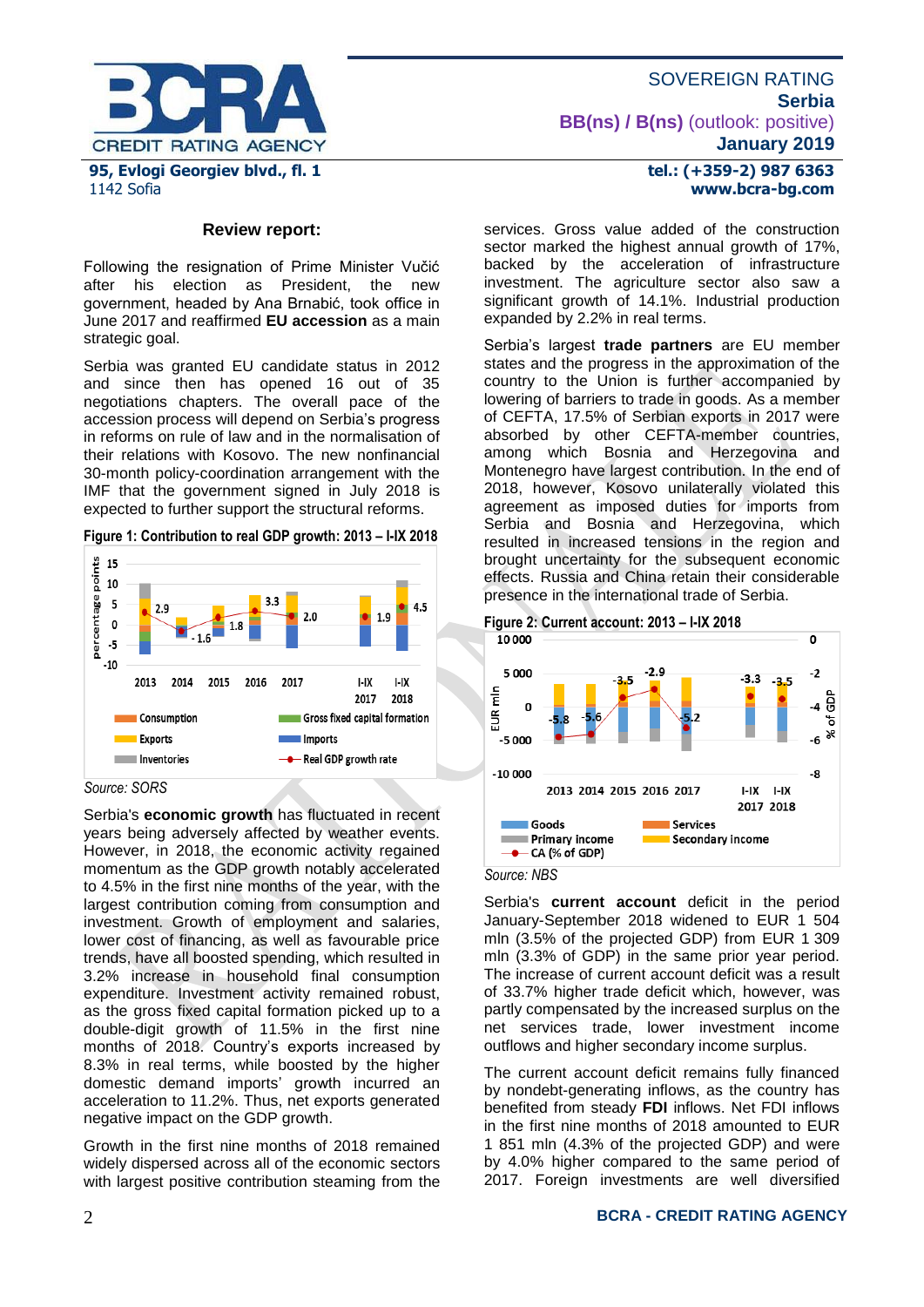## Review report:

Following the resignation of Prime Minister Vučić after his election as President, the new government, headed by Ana Brnabić, took office in June 2017 and reaffirmed **EU accession** as a main strategic goal.

Serbia was granted EU candidate status in 2012 and since then has opened 16 out of 35 negotiations chapters. The overall pace of the accession process will depend on Serbia's progress in reforms on rule of law and in the normalisation of their relations with Kosovo. The new nonfinancial 30-month policy-coordination arrangement with the IMF that the government signed in July 2018 is expected to further support the structural reforms.

**Figure 1: Contribution to real GDP growth: 2013 – I-IX 2018**

*Source: SORS*

Serbia's **economic growth** has fluctuated in recent years being adversely affected by weather events. However, in 2018, the economic activity regained momentum as the GDP growth notably accelerated to 4.5% in the first nine months of the year, with the largest contribution coming from consumption and investment. Growth of employment and salaries, lower cost of financing, as well as favourable price trends, have all boosted spending, which resulted in 3.2% increase in household final consumption expenditure. Investment activity remained robust, as the gross fixed capital formation picked up to a double-digit growth of 11.5% in the first nine months of 2018. Country's exports increased by 8.3% in real terms, while boosted by the higher domestic demand imports' growth incurred an acceleration to 11.2%. Thus, net exports generated negative impact on the GDP growth.

Growth in the first nine months of 2018 remained widely dispersed across all of the economic sectors with largest positive contribution steaming from the services. Gross value added of the construction sector marked the highest annual growth of 17%, backed by the acceleration of infrastructure investment. The agriculture sector also saw a significant growth of 14.1%. Industrial production expanded by 2.2% in real terms.

Serbia's largest **trade partners** are EU member states and the progress in the approximation of the country to the Union is further accompanied by lowering of barriers to trade in goods. As a member of CEFTA, 17.5% of Serbian exports in 2017 were absorbed by other CEFTA-member countries, among which Bosnia and Herzegovina and Montenegro have largest contribution. In the end of 2018, however, Kosovo unilaterally violated this agreement as imposed duties for imports from Serbia and Bosnia and Herzegovina, which resulted in increased tensions in the region and brought uncertainty for the subsequent economic effects. Russia and China retain their considerable presence in the international trade of Serbia.

**Figure 2: Current account: 2013 – I-IX 2018**

*Source: NBS*

Serbia's **current account** deficit in the period January-September 2018 widened to EUR 1 504 mln (3.5% of the projected GDP) from EUR 1 309 mln (3.3% of GDP) in the same prior year period. The increase of current account deficit was a result of 33.7% higher trade deficit which, however, was partly compensated by the increased surplus on the net services trade, lower investment income outflows and higher secondary income surplus.

The current account deficit remains fully financed by nondebt-generating inflows, as the country has benefited from steady **FDI** inflows. Net FDI inflows in the first nine months of 2018 amounted to EUR 1 851 mln (4.3% of the projected GDP) and were by 4.0% higher compared to the same period of 2017. Foreign investments are well diversified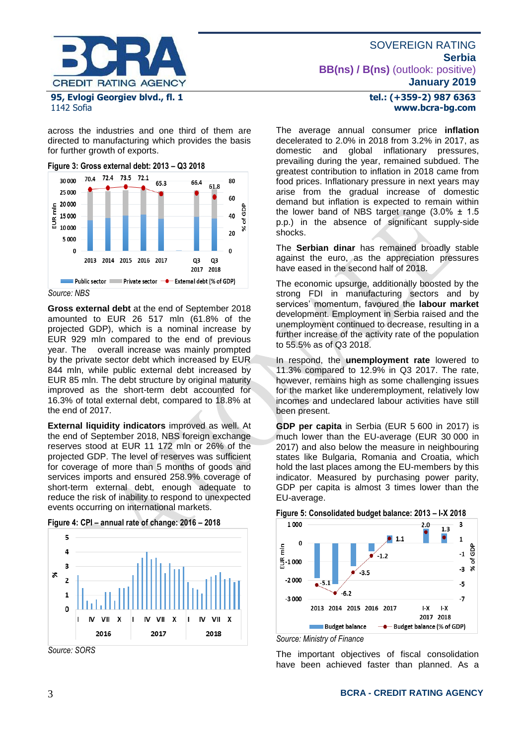across the industries and one third of them are directed to manufacturing which provides the basis for further growth of exports.

**Figure 3: Gross external debt: 2013 – Q3 2018**

*Source: NBS*

**Gross external debt** at the end of September 2018 amounted to EUR 26 517 mln (61.8% of the projected GDP), which is a nominal increase by EUR 929 mln compared to the end of previous year. The overall increase was mainly prompted by the private sector debt which increased by EUR 844 mln, while public external debt increased by EUR 85 mln. The debt structure by original maturity improved as the short-term debt accounted for 16.3% of total external debt, compared to 18.8% at the end of 2017.

**External liquidity indicators** improved as well. At the end of September 2018, NBS foreign exchange reserves stood at EUR 11 172 mln or 26% of the projected GDP. The level of reserves was sufficient for coverage of more than 5 months of goods and services imports and ensured 258.9% coverage of short-term external debt, enough adequate to reduce the risk of inability to respond to unexpected events occurring on international markets.

**Figure 4: CPI – annual rate of change: 2016 – 2018**

*Source: SORS*

The average annual consumer price **inflation** decelerated to 2.0% in 2018 from 3.2% in 2017, as domestic and global inflationary pressures, prevailing during the year, remained subdued. The greatest contribution to inflation in 2018 came from food prices. Inflationary pressure in next years may arise from the gradual increase of domestic demand but inflation is expected to remain within the lower band of NBS target range (3.0% ± 1.5 p.p.) in the absence of significant supply-side shocks.

The **Serbian dinar** has remained broadly stable against the euro, as the appreciation pressures have eased in the second half of 2018.

The economic upsurge, additionally boosted by the strong FDI in manufacturing sectors and by services' momentum, favoured the **labour market** development. Employment in Serbia raised and the unemployment continued to decrease, resulting in a further increase of the activity rate of the population to 55.5% as of Q3 2018.

In respond, the **unemployment rate** lowered to 11.3% compared to 12.9% in Q3 2017. The rate, however, remains high as some challenging issues for the market like underemployment, relatively low incomes and undeclared labour activities have still been present.

**GDP per capita** in Serbia (EUR 5 600 in 2017) is much lower than the EU-average (EUR 30 000 in 2017) and also below the measure in neighbouring states like Bulgaria, Romania and Croatia, which hold the last places among the EU-members by this indicator. Measured by purchasing power parity, GDP per capita is almost 3 times lower than the EU-average.

**Figure 5: Consolidated budget balance: 2013 – I-X 2018**

*Source: Ministry of Finance*

The important objectives of fiscal consolidation have been achieved faster than planned. As a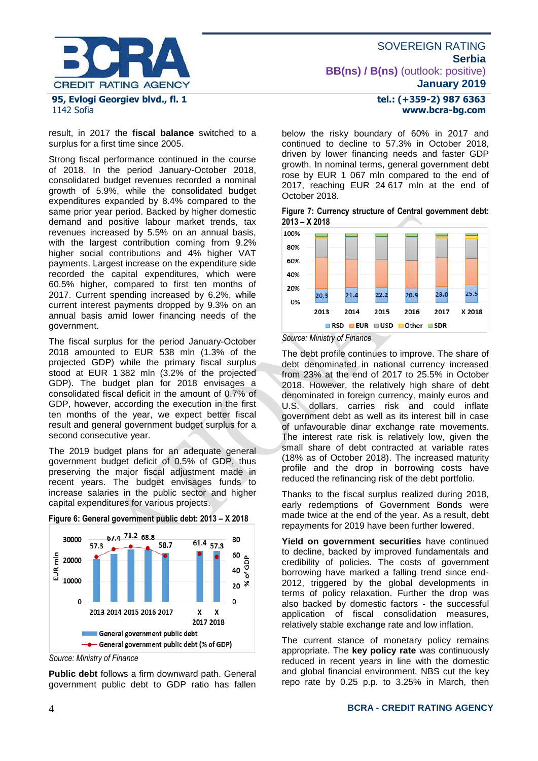result, in 2017 the **fiscal balance** switched to a surplus for a first time since 2005.

Strong fiscal performance continued in the course of 2018. In the period January-October 2018, consolidated budget revenues recorded a nominal growth of 5.9%, while the consolidated budget expenditures expanded by 8.4% compared to the same prior year period. Backed by higher domestic demand and positive labour market trends, tax revenues increased by 5.5% on an annual basis, with the largest contribution coming from 9.2% higher social contributions and 4% higher VAT payments. Largest increase on the expenditure side recorded the capital expenditures, which were 60.5% higher, compared to first ten months of 2017. Current spending increased by 6.2%, while current interest payments dropped by 9.3% on an annual basis amid lower financing needs of the government.

The fiscal surplus for the period January-October 2018 amounted to EUR 538 mln (1.3% of the projected GDP) while the primary fiscal surplus stood at EUR 1 382 mln (3.2% of the projected GDP). The budget plan for 2018 envisages a consolidated fiscal deficit in the amount of 0.7% of GDP, however, according the execution in the first ten months of the year, we expect better fiscal result and general government budget surplus for a second consecutive year.

The 2019 budget plans for an adequate general government budget deficit of 0.5% of GDP, thus preserving the major fiscal adjustment made in recent years. The budget envisages funds to increase salaries in the public sector and higher capital expenditures for various projects.

**Figure 6: General government public debt: 2013 – X 2018**

| | 2013 | 2014 | 2015 | 2016 | 2017 | X 2017 | X 2018 |
|---|---|---|---|---|---|---|---|
| General government public debt (% of GDP) | 57.3 | 67.4 | 71.2 | 68.8 | 58.7 | 61.4 | 57.3 |

*Source: Ministry of Finance*

**Public debt** follows a firm downward path. General government public debt to GDP ratio has fallen below the risky boundary of 60% in 2017 and continued to decline to 57.3% in October 2018, driven by lower financing needs and faster GDP growth. In nominal terms, general government debt rose by EUR 1 067 mln compared to the end of 2017, reaching EUR 24 617 mln at the end of October 2018.

**Figure 7: Currency structure of Central government debt: 2013 – X 2018**

| | 2013 | 2014 | 2015 | 2016 | 2017 | X 2018 |
|---|---|---|---|---|---|---|
| RSD (%) | 20.3 | 21.4 | 22.2 | 20.9 | 23.0 | 25.5 |

*Source: Ministry of Finance*

The debt profile continues to improve. The share of debt denominated in national currency increased from 23% at the end of 2017 to 25.5% in October 2018. However, the relatively high share of debt denominated in foreign currency, mainly euros and U.S. dollars, carries risk and could inflate government debt as well as its interest bill in case of unfavourable dinar exchange rate movements. The interest rate risk is relatively low, given the small share of debt contracted at variable rates (18% as of October 2018). The increased maturity profile and the drop in borrowing costs have reduced the refinancing risk of the debt portfolio.

Thanks to the fiscal surplus realized during 2018, early redemptions of Government Bonds were made twice at the end of the year. As a result, debt repayments for 2019 have been further lowered.

**Yield on government securities** have continued to decline, backed by improved fundamentals and credibility of policies. The costs of government borrowing have marked a falling trend since end-2012, triggered by the global developments in terms of policy relaxation. Further the drop was also backed by domestic factors - the successful application of fiscal consolidation measures, relatively stable exchange rate and low inflation.

The current stance of monetary policy remains appropriate. The **key policy rate** was continuously reduced in recent years in line with the domestic and global financial environment. NBS cut the key repo rate by 0.25 p.p. to 3.25% in March, then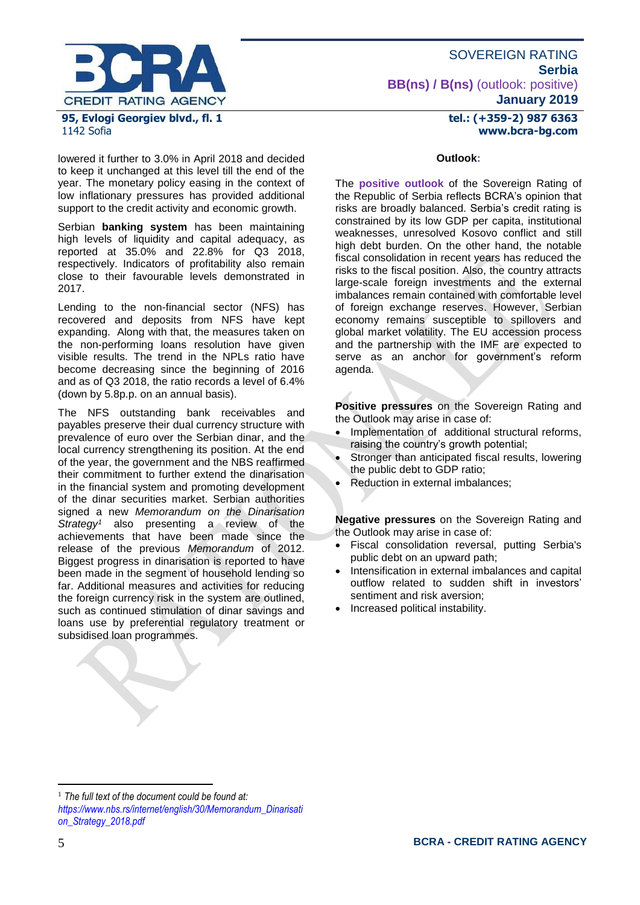lowered it further to 3.0% in April 2018 and decided to keep it unchanged at this level till the end of the year. The monetary policy easing in the context of low inflationary pressures has provided additional support to the credit activity and economic growth.

Serbian **banking system** has been maintaining high levels of liquidity and capital adequacy, as reported at 35.0% and 22.8% for Q3 2018, respectively. Indicators of profitability also remain close to their favourable levels demonstrated in 2017.

Lending to the non-financial sector (NFS) has recovered and deposits from NFS have kept expanding. Along with that, the measures taken on the non-performing loans resolution have given visible results. The trend in the NPLs ratio have become decreasing since the beginning of 2016 and as of Q3 2018, the ratio records a level of 6.4% (down by 5.8p.p. on an annual basis).

The NFS outstanding bank receivables and payables preserve their dual currency structure with prevalence of euro over the Serbian dinar, and the local currency strengthening its position. At the end of the year, the government and the NBS reaffirmed their commitment to further extend the dinarisation in the financial system and promoting development of the dinar securities market. Serbian authorities signed a new *Memorandum on the Dinarisation Strategy*[1] also presenting a review of the achievements that have been made since the release of the previous *Memorandum* of 2012. Biggest progress in dinarisation is reported to have been made in the segment of household lending so far. Additional measures and activities for reducing the foreign currency risk in the system are outlined, such as continued stimulation of dinar savings and loans use by preferential regulatory treatment or subsidised loan programmes.

**Outlook:**

The **positive outlook** of the Sovereign Rating of the Republic of Serbia reflects BCRA's opinion that risks are broadly balanced. Serbia's credit rating is constrained by its low GDP per capita, institutional weaknesses, unresolved Kosovo conflict and still high debt burden. On the other hand, the notable fiscal consolidation in recent years has reduced the risks to the fiscal position. Also, the country attracts large-scale foreign investments and the external imbalances remain contained with comfortable level of foreign exchange reserves. However, Serbian economy remains susceptible to spillovers and global market volatility. The EU accession process and the partnership with the IMF are expected to serve as an anchor for government's reform agenda.

**Positive pressures** on the Sovereign Rating and the Outlook may arise in case of:

- Implementation of additional structural reforms, raising the country's growth potential;
- Stronger than anticipated fiscal results, lowering the public debt to GDP ratio;
- Reduction in external imbalances;

**Negative pressures** on the Sovereign Rating and the Outlook may arise in case of:

- Fiscal consolidation reversal, putting Serbia's public debt on an upward path;
- Intensification in external imbalances and capital outflow related to sudden shift in investors' sentiment and risk aversion;
- Increased political instability.

---

[1] *The full text of the document could be found at: https://www.nbs.rs/internet/english/30/Memorandum_Dinarisation_Strategy_2018.pdf*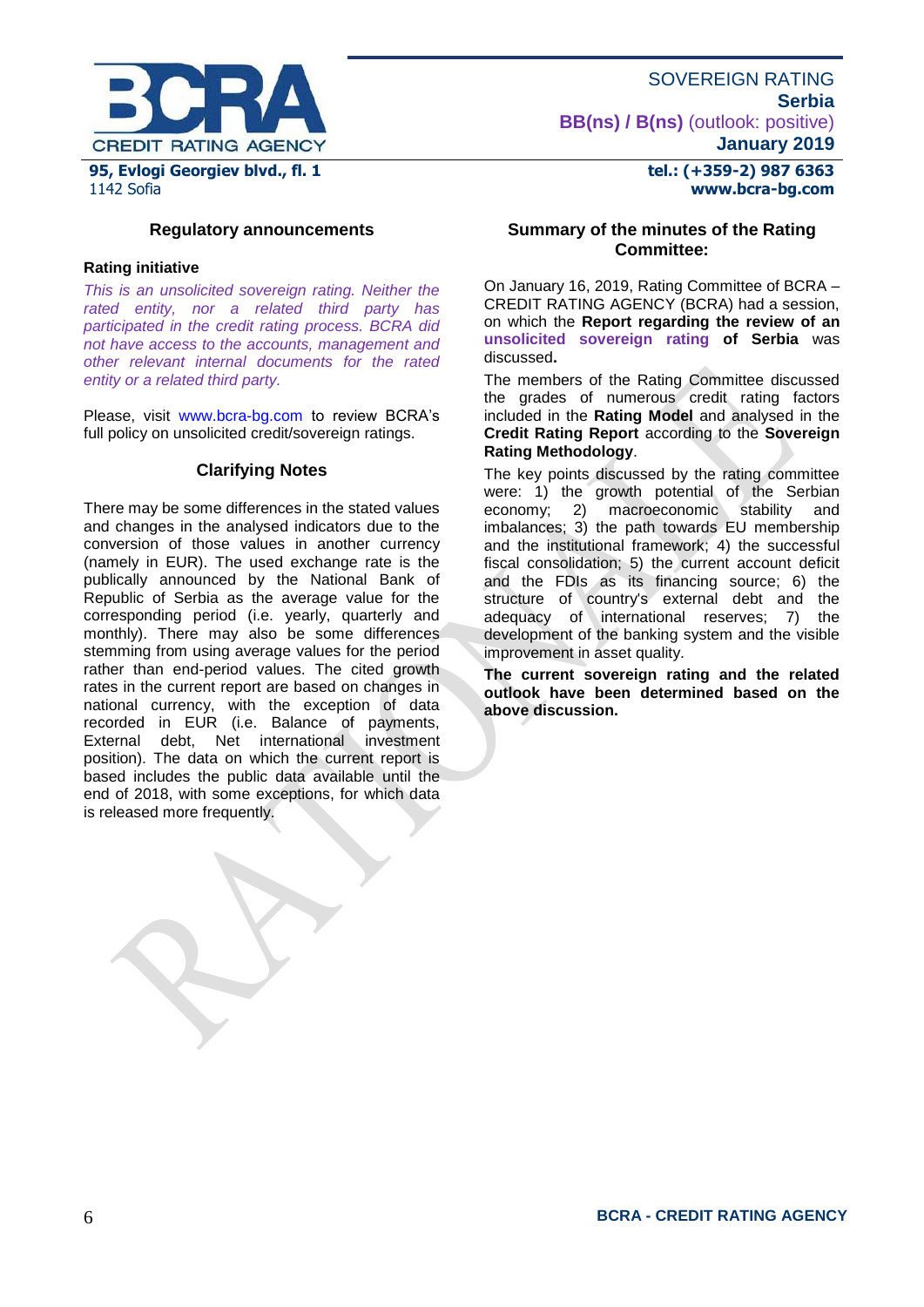## Regulatory announcements

**Rating initiative**

*This is an unsolicited sovereign rating. Neither the rated entity, nor a related third party has participated in the credit rating process. BCRA did not have access to the accounts, management and other relevant internal documents for the rated entity or a related third party.*

Please, visit www.bcra-bg.com to review BCRA's full policy on unsolicited credit/sovereign ratings.

## Clarifying Notes

There may be some differences in the stated values and changes in the analysed indicators due to the conversion of those values in another currency (namely in EUR). The used exchange rate is the publically announced by the National Bank of Republic of Serbia as the average value for the corresponding period (i.e. yearly, quarterly and monthly). There may also be some differences stemming from using average values for the period rather than end-period values. The cited growth rates in the current report are based on changes in national currency, with the exception of data recorded in EUR (i.e. Balance of payments, External debt, Net international investment position). The data on which the current report is based includes the public data available until the end of 2018, with some exceptions, for which data is released more frequently.

## Summary of the minutes of the Rating Committee:

On January 16, 2019, Rating Committee of BCRA – CREDIT RATING AGENCY (BCRA) had a session, on which the **Report regarding the review of an unsolicited sovereign rating of Serbia** was discussed**.**

The members of the Rating Committee discussed the grades of numerous credit rating factors included in the **Rating Model** and analysed in the **Credit Rating Report** according to the **Sovereign Rating Methodology**.

The key points discussed by the rating committee were: 1) the growth potential of the Serbian economy; 2) macroeconomic stability and imbalances; 3) the path towards EU membership and the institutional framework; 4) the successful fiscal consolidation; 5) the current account deficit and the FDIs as its financing source; 6) the structure of country's external debt and the adequacy of international reserves; 7) the development of the banking system and the visible improvement in asset quality.

**The current sovereign rating and the related outlook have been determined based on the above discussion.**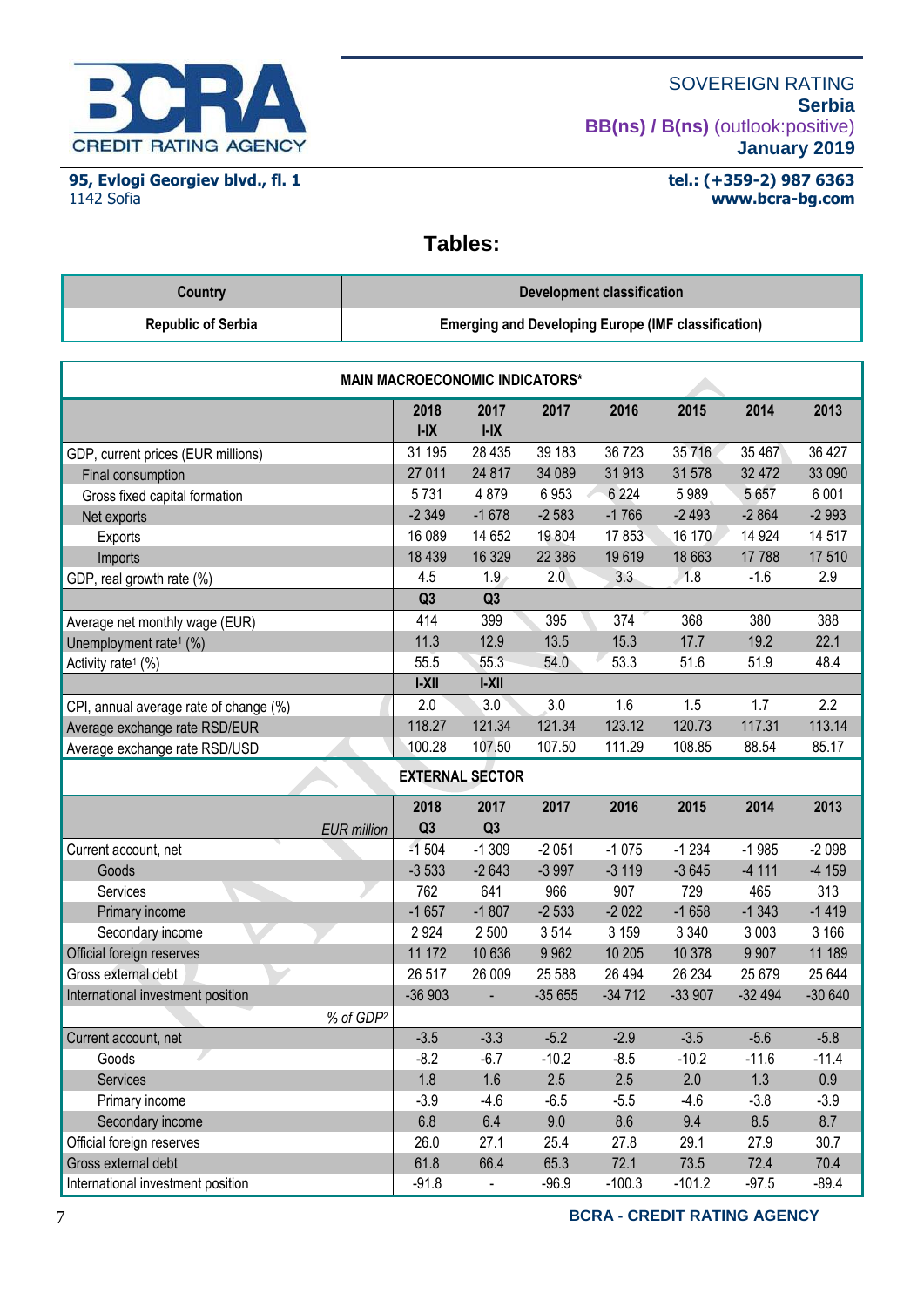SOVEREIGN RATING
**Serbia**
**BB(ns) / B(ns)** (outlook:positive)
**January 2019**

**95, Evlogi Georgiev blvd., fl. 1**
1142 Sofia

**tel.: (+359-2) 987 6363**
**www.bcra-bg.com**

## Tables:

| Country | Development classification |
|---|---|
| **Republic of Serbia** | **Emerging and Developing Europe (IMF classification)** |

| MAIN MACROECONOMIC INDICATORS* | | | | | | | |
|---|---|---|---|---|---|---|---|
| | 2018 I-IX | 2017 I-IX | 2017 | 2016 | 2015 | 2014 | 2013 |
| GDP, current prices (EUR millions) | 31 195 | 28 435 | 39 183 | 36 723 | 35 716 | 35 467 | 36 427 |
| Final consumption | 27 011 | 24 817 | 34 089 | 31 913 | 31 578 | 32 472 | 33 090 |
| Gross fixed capital formation | 5 731 | 4 879 | 6 953 | 6 224 | 5 989 | 5 657 | 6 001 |
| Net exports | -2 349 | -1 678 | -2 583 | -1 766 | -2 493 | -2 864 | -2 993 |
| Exports | 16 089 | 14 652 | 19 804 | 17 853 | 16 170 | 14 924 | 14 517 |
| Imports | 18 439 | 16 329 | 22 386 | 19 619 | 18 663 | 17 788 | 17 510 |
| GDP, real growth rate (%) | 4.5 | 1.9 | 2.0 | 3.3 | 1.8 | -1.6 | 2.9 |
| | Q3 | Q3 | | | | | |
| Average net monthly wage (EUR) | 414 | 399 | 395 | 374 | 368 | 380 | 388 |
| Unemployment rate[1] (%) | 11.3 | 12.9 | 13.5 | 15.3 | 17.7 | 19.2 | 22.1 |
| Activity rate[1] (%) | 55.5 | 55.3 | 54.0 | 53.3 | 51.6 | 51.9 | 48.4 |
| | I-XII | I-XII | | | | | |
| CPI, annual average rate of change (%) | 2.0 | 3.0 | 3.0 | 1.6 | 1.5 | 1.7 | 2.2 |
| Average exchange rate RSD/EUR | 118.27 | 121.34 | 121.34 | 123.12 | 120.73 | 117.31 | 113.14 |
| Average exchange rate RSD/USD | 100.28 | 107.50 | 107.50 | 111.29 | 108.85 | 88.54 | 85.17 |
| **EXTERNAL SECTOR** | | | | | | | |
| *EUR million* | 2018 Q3 | 2017 Q3 | 2017 | 2016 | 2015 | 2014 | 2013 |
| Current account, net | -1 504 | -1 309 | -2 051 | -1 075 | -1 234 | -1 985 | -2 098 |
| Goods | -3 533 | -2 643 | -3 997 | -3 119 | -3 645 | -4 111 | -4 159 |
| Services | 762 | 641 | 966 | 907 | 729 | 465 | 313 |
| Primary income | -1 657 | -1 807 | -2 533 | -2 022 | -1 658 | -1 343 | -1 419 |
| Secondary income | 2 924 | 2 500 | 3 514 | 3 159 | 3 340 | 3 003 | 3 166 |
| Official foreign reserves | 11 172 | 10 636 | 9 962 | 10 205 | 10 378 | 9 907 | 11 189 |
| Gross external debt | 26 517 | 26 009 | 25 588 | 26 494 | 26 234 | 25 679 | 25 644 |
| International investment position | -36 903 | - | -35 655 | -34 712 | -33 907 | -32 494 | -30 640 |
| *% of GDP[2]* | | | | | | | |
| Current account, net | -3.5 | -3.3 | -5.2 | -2.9 | -3.5 | -5.6 | -5.8 |
| Goods | -8.2 | -6.7 | -10.2 | -8.5 | -10.2 | -11.6 | -11.4 |
| Services | 1.8 | 1.6 | 2.5 | 2.5 | 2.0 | 1.3 | 0.9 |
| Primary income | -3.9 | -4.6 | -6.5 | -5.5 | -4.6 | -3.8 | -3.9 |
| Secondary income | 6.8 | 6.4 | 9.0 | 8.6 | 9.4 | 8.5 | 8.7 |
| Official foreign reserves | 26.0 | 27.1 | 25.4 | 27.8 | 29.1 | 27.9 | 30.7 |
| Gross external debt | 61.8 | 66.4 | 65.3 | 72.1 | 73.5 | 72.4 | 70.4 |
| International investment position | -91.8 | - | -96.9 | -100.3 | -101.2 | -97.5 | -89.4 |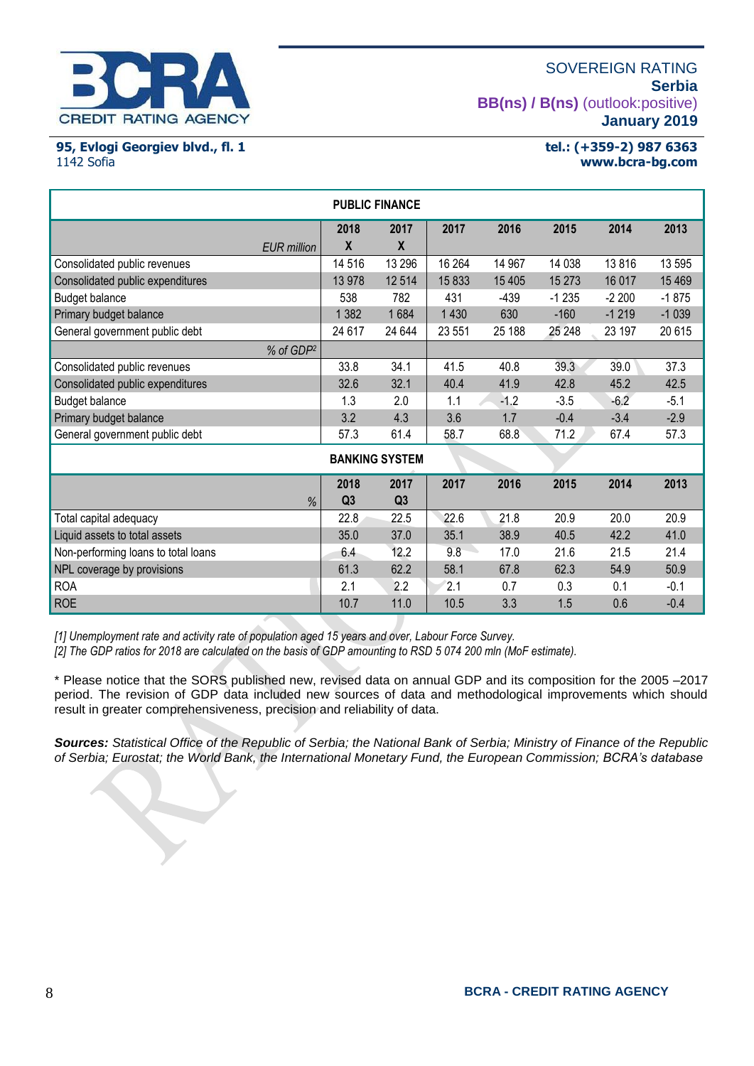SOVEREIGN RATING
**Serbia**
**BB(ns) / B(ns)** (outlook:positive)
**January 2019**

**95, Evlogi Georgiev blvd., fl. 1**
1142 Sofia

**tel.: (+359-2) 987 6363**
**www.bcra-bg.com**

| PUBLIC FINANCE | | | | | | | |
|---|---|---|---|---|---|---|---|
| *EUR million* | 2018 X | 2017 X | 2017 | 2016 | 2015 | 2014 | 2013 |
| Consolidated public revenues | 14 516 | 13 296 | 16 264 | 14 967 | 14 038 | 13 816 | 13 595 |
| Consolidated public expenditures | 13 978 | 12 514 | 15 833 | 15 405 | 15 273 | 16 017 | 15 469 |
| Budget balance | 538 | 782 | 431 | -439 | -1 235 | -2 200 | -1 875 |
| Primary budget balance | 1 382 | 1 684 | 1 430 | 630 | -160 | -1 219 | -1 039 |
| General government public debt | 24 617 | 24 644 | 23 551 | 25 188 | 25 248 | 23 197 | 20 615 |
| *% of GDP[2]* | | | | | | | |
| Consolidated public revenues | 33.8 | 34.1 | 41.5 | 40.8 | 39.3 | 39.0 | 37.3 |
| Consolidated public expenditures | 32.6 | 32.1 | 40.4 | 41.9 | 42.8 | 45.2 | 42.5 |
| Budget balance | 1.3 | 2.0 | 1.1 | -1.2 | -3.5 | -6.2 | -5.1 |
| Primary budget balance | 3.2 | 4.3 | 3.6 | 1.7 | -0.4 | -3.4 | -2.9 |
| General government public debt | 57.3 | 61.4 | 58.7 | 68.8 | 71.2 | 67.4 | 57.3 |

| BANKING SYSTEM | | | | | | | |
|---|---|---|---|---|---|---|---|
| *%* | 2018 Q3 | 2017 Q3 | 2017 | 2016 | 2015 | 2014 | 2013 |
| Total capital adequacy | 22.8 | 22.5 | 22.6 | 21.8 | 20.9 | 20.0 | 20.9 |
| Liquid assets to total assets | 35.0 | 37.0 | 35.1 | 38.9 | 40.5 | 42.2 | 41.0 |
| Non-performing loans to total loans | 6.4 | 12.2 | 9.8 | 17.0 | 21.6 | 21.5 | 21.4 |
| NPL coverage by provisions | 61.3 | 62.2 | 58.1 | 67.8 | 62.3 | 54.9 | 50.9 |
| ROA | 2.1 | 2.2 | 2.1 | 0.7 | 0.3 | 0.1 | -0.1 |
| ROE | 10.7 | 11.0 | 10.5 | 3.3 | 1.5 | 0.6 | -0.4 |

*[1] Unemployment rate and activity rate of population aged 15 years and over, Labour Force Survey.*
*[2] The GDP ratios for 2018 are calculated on the basis of GDP amounting to RSD 5 074 200 mln (MoF estimate).*

\* Please notice that the SORS published new, revised data on annual GDP and its composition for the 2005 –2017 period. The revision of GDP data included new sources of data and methodological improvements which should result in greater comprehensiveness, precision and reliability of data.

***Sources:*** *Statistical Office of the Republic of Serbia; the National Bank of Serbia; Ministry of Finance of the Republic of Serbia; Eurostat; the World Bank, the International Monetary Fund, the European Commission; BCRA's database*